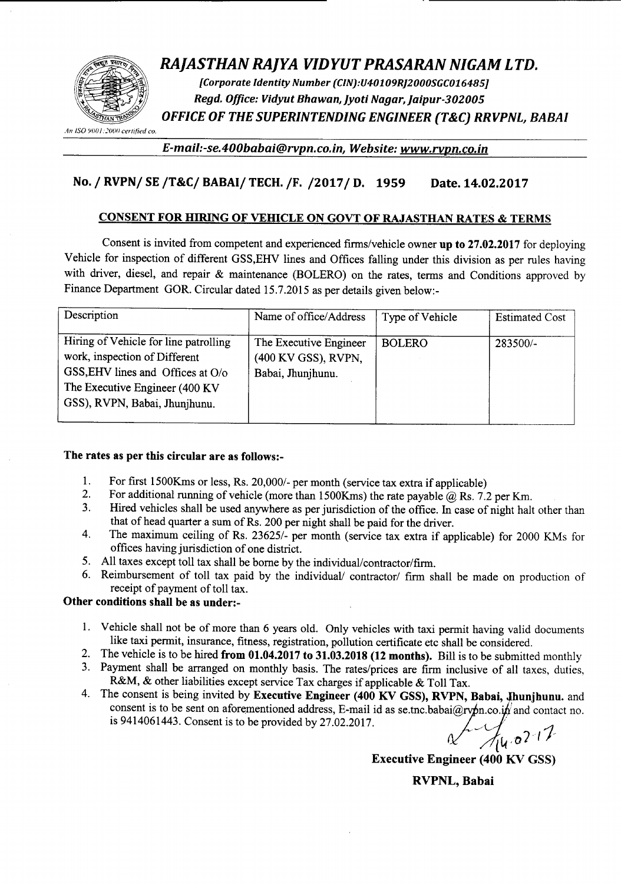# *RAJASTHAN RAJYA VIDYUT PRASARAN NIGAM LTD.*

*[Corporate Identity Number (CIN):U40109RJ2000SGC016485]*

*Regd. Office: Vidyut Bhawan, Jyoti Nagar, Jaipur-302005*

## *OFFICE OF THE SUPERINTENDING ENGINEER (T&C) RRVPNL, BABAI*

*An ISO 9001:2000 certified co.*

*E-mail:-se.400babai@rvpn.co.in, Website: www.rvpn.co.in*

### No. / RVPN/ SE /T&C/ BABAI/ TECH. /F. /2017/ D. 1959 Date. 14.02.2017

**CONSENT FOR HIRING OF VEHICLE ON GOVT OF RAJASTHAN RATES & TERMS**

Consent is invited from competent and experienced firms/vehicle owner **up to 27.02.2017** for deploying Vehicle for inspection of different GSS,EHV lines and Offices falling under this division as per rules having with driver, diesel, and repair & maintenance (BOLERO) on the rates, terms and Conditions approved by Finance Department GOR. Circular dated 15.7.2015 as per details given below:-

| Description | Name of office/Address | Type of Vehicle | Estimated Cost |
|---|---|---|---|
| Hiring of Vehicle for line patrolling work, inspection of Different GSS,EHV lines and Offices at O/o The Executive Engineer (400 KV GSS), RVPN, Babai, Jhunjhunu. | The Executive Engineer (400 KV GSS), RVPN, Babai, Jhunjhunu. | BOLERO | 283500/- |

**The rates as per this circular are as follows:-**

1. For first 1500Kms or less, Rs. 20,000/- per month (service tax extra if applicable)
2. For additional running of vehicle (more than 1500Kms) the rate payable @ Rs. 7.2 per Km.
3. Hired vehicles shall be used anywhere as per jurisdiction of the office. In case of night halt other than that of head quarter a sum of Rs. 200 per night shall be paid for the driver.
4. The maximum ceiling of Rs. 23625/- per month (service tax extra if applicable) for 2000 KMs for offices having jurisdiction of one district.
5. All taxes except toll tax shall be borne by the individual/contractor/firm.
6. Reimbursement of toll tax paid by the individual/ contractor/ firm shall be made on production of receipt of payment of toll tax.

**Other conditions shall be as under:-**

1. Vehicle shall not be of more than 6 years old. Only vehicles with taxi permit having valid documents like taxi permit, insurance, fitness, registration, pollution certificate etc shall be considered.
2. The vehicle is to be hired **from 01.04.2017 to 31.03.2018 (12 months).** Bill is to be submitted monthly
3. Payment shall be arranged on monthly basis. The rates/prices are firm inclusive of all taxes, duties, R&M, & other liabilities except service Tax charges if applicable & Toll Tax.
4. The consent is being invited by **Executive Engineer (400 KV GSS), RVPN, Babai, Jhunjhunu.** and consent is to be sent on aforementioned address, E-mail id as se.tnc.babai@rvpn.co.in and contact no. is 9414061443. Consent is to be provided by 27.02.2017.

14.02.17

**Executive Engineer (400 KV GSS)**

**RVPNL, Babai**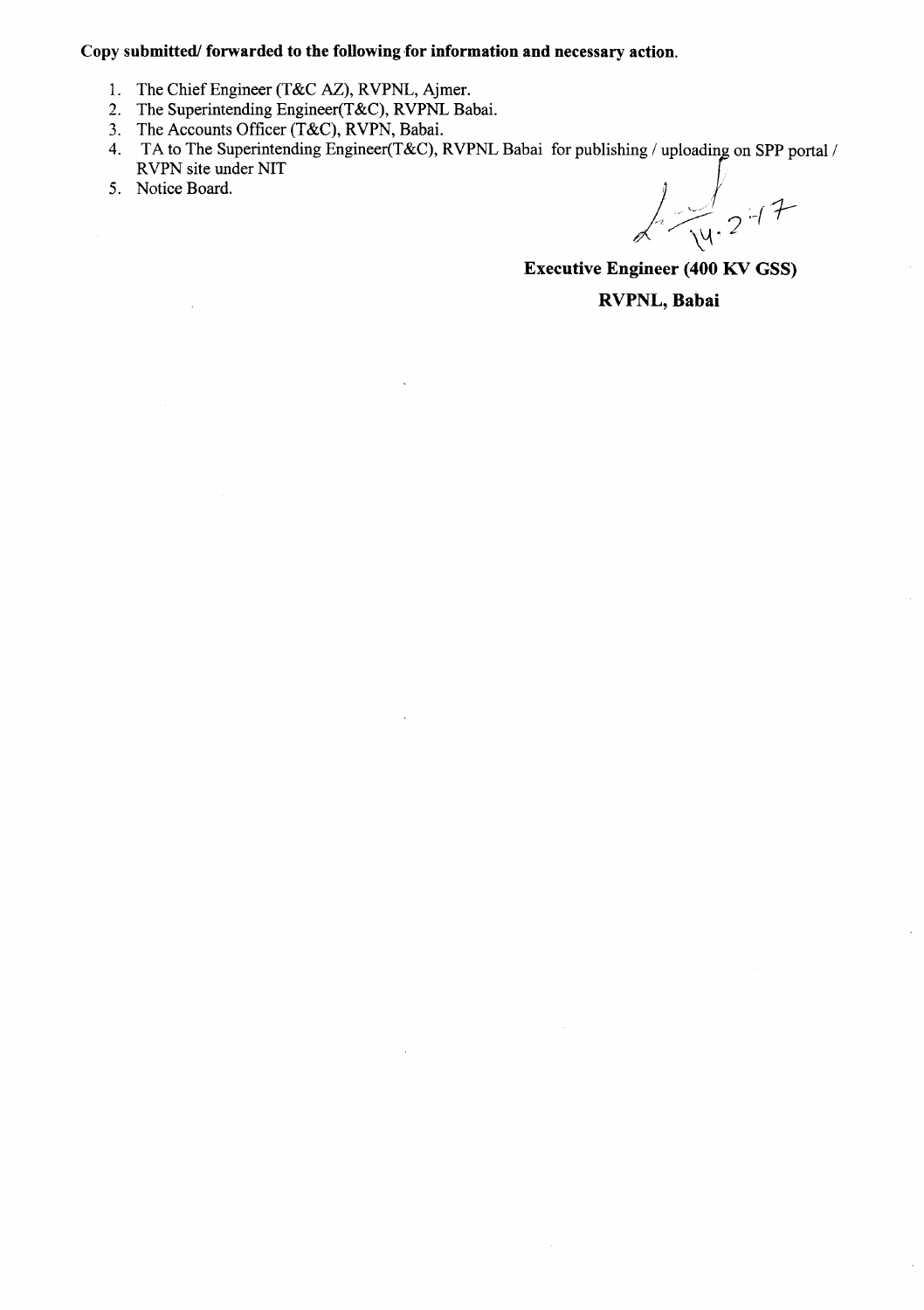**Copy submitted/ forwarded to the following for information and necessary action.**

1. The Chief Engineer (T&C AZ), RVPNL, Ajmer.
2. The Superintending Engineer(T&C), RVPNL Babai.
3. The Accounts Officer (T&C), RVPN, Babai.
4. TA to The Superintending Engineer(T&C), RVPNL Babai for publishing / uploading on SPP portal / RVPN site under NIT
5. Notice Board.

14.2.17

**Executive Engineer (400 KV GSS)**

**RVPNL, Babai**